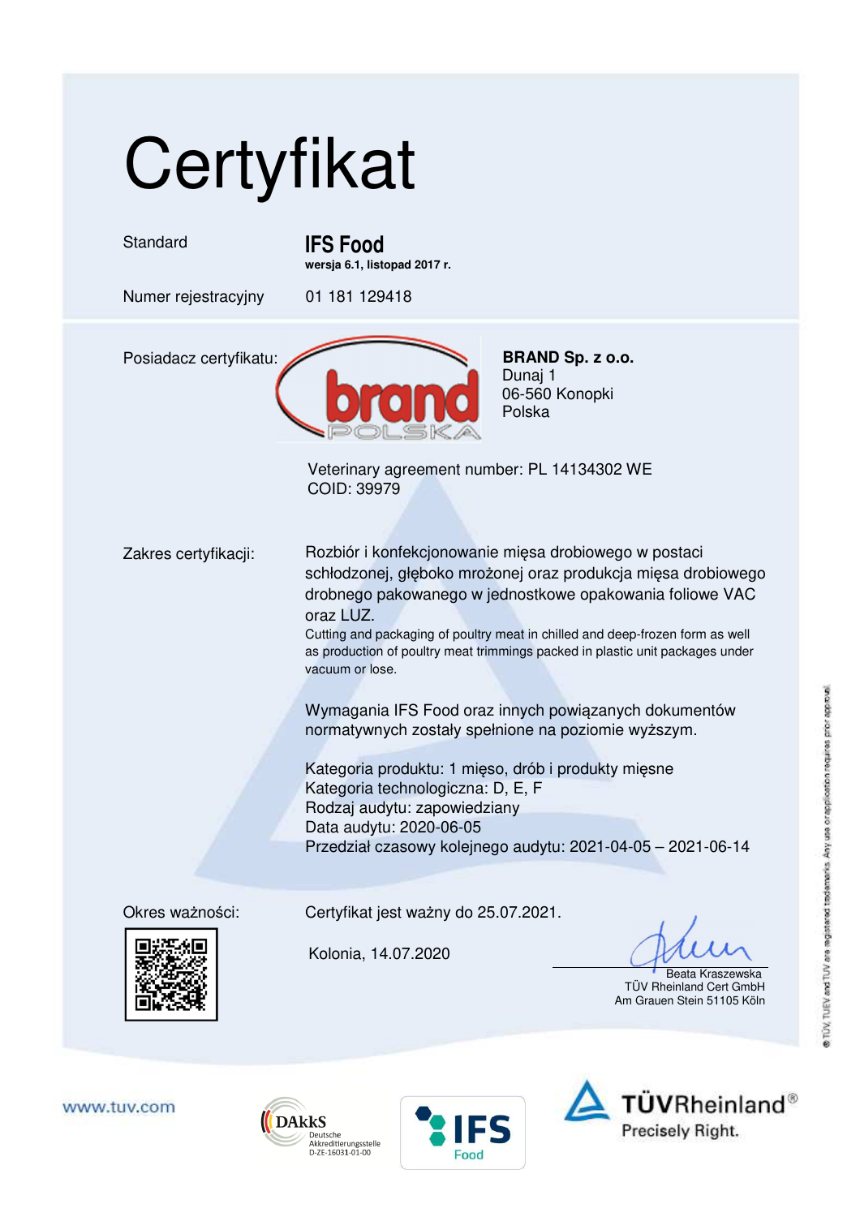# Certyfikat

| | |
|---|---|
| Standard | **IFS Food**<br>**wersja 6.1, listopad 2017 r.** |
| Numer rejestracyjny | 01 181 129418 |

Posiadacz certyfikatu:

**BRAND Sp. z o.o.**
Dunaj 1
06-560 Konopki
Polska

Veterinary agreement number: PL 14134302 WE
COID: 39979

Zakres certyfikacji:

Rozbiór i konfekcjonowanie mięsa drobiowego w postaci schłodzonej, głęboko mrożonej oraz produkcja mięsa drobiowego drobnego pakowanego w jednostkowe opakowania foliowe VAC oraz LUZ.
Cutting and packaging of poultry meat in chilled and deep-frozen form as well as production of poultry meat trimmings packed in plastic unit packages under vacuum or lose.

Wymagania IFS Food oraz innych powiązanych dokumentów normatywnych zostały spełnione na poziomie wyższym.

Kategoria produktu: 1 mięso, drób i produkty mięsne
Kategoria technologiczna: D, E, F
Rodzaj audytu: zapowiedziany
Data audytu: 2020-06-05
Przedział czasowy kolejnego audytu: 2021-04-05 – 2021-06-14

Okres ważności:

Certyfikat jest ważny do 25.07.2021.

Kolonia, 14.07.2020

Beata Kraszewska
TÜV Rheinland Cert GmbH
Am Grauen Stein 51105 Köln

© TÜV, TUEV and TUV are registered trademarks. Any use or application requires prior approval.

www.tuv.com

DAkkS Deutsche Akkreditierungsstelle D-ZE-16031-01-00

IFS Food

TÜVRheinland® Precisely Right.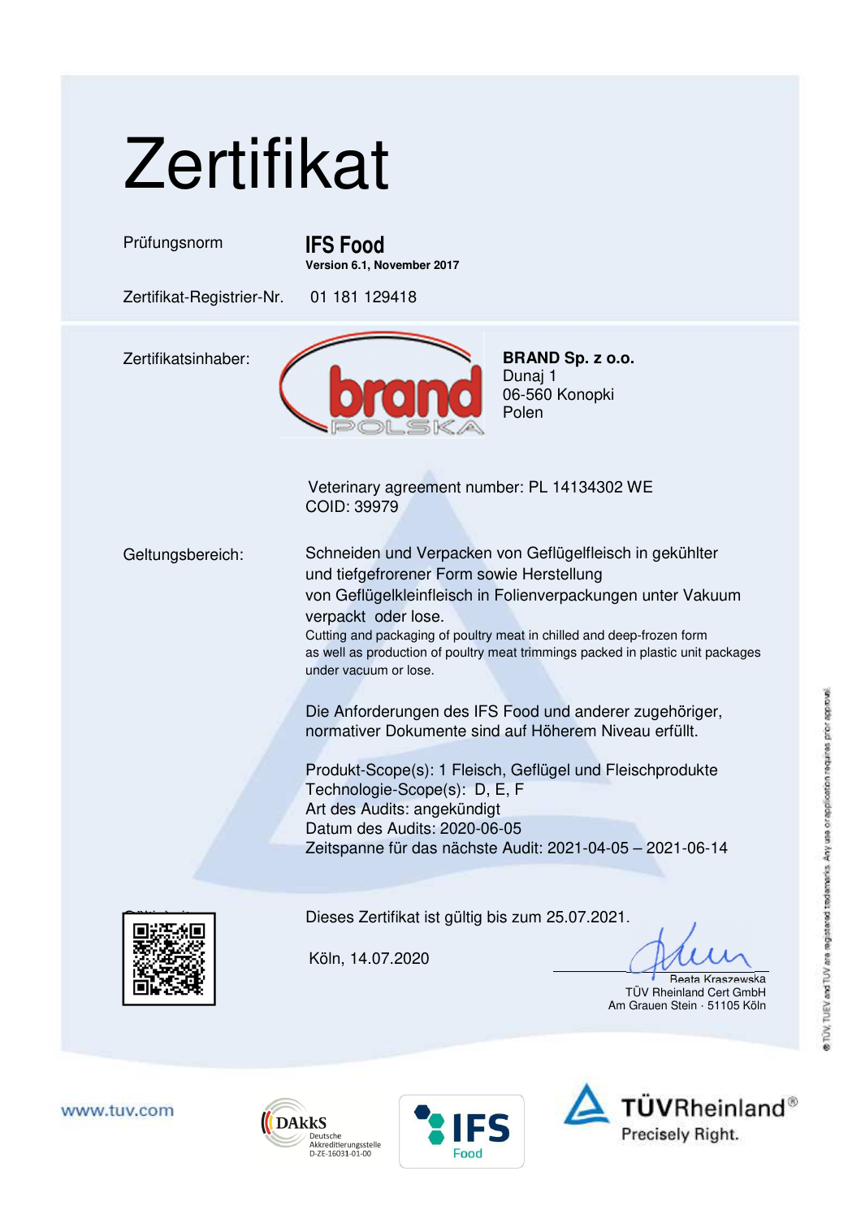# Zertifikat

Prüfungsnorm **IFS Food**
**Version 6.1, November 2017**

Zertifikat-Registrier-Nr. 01 181 129418

Zertifikatsinhaber:

**BRAND Sp. z o.o.**
Dunaj 1
06-560 Konopki
Polen

Veterinary agreement number: PL 14134302 WE
COID: 39979

Geltungsbereich:

Schneiden und Verpacken von Geflügelfleisch in gekühlter und tiefgefrorener Form sowie Herstellung von Geflügelkleinfleisch in Folienverpackungen unter Vakuum verpackt oder lose.

Cutting and packaging of poultry meat in chilled and deep-frozen form as well as production of poultry meat trimmings packed in plastic unit packages under vacuum or lose.

Die Anforderungen des IFS Food und anderer zugehöriger, normativer Dokumente sind auf Höherem Niveau erfüllt.

Produkt-Scope(s): 1 Fleisch, Geflügel und Fleischprodukte
Technologie-Scope(s): D, E, F
Art des Audits: angekündigt
Datum des Audits: 2020-06-05
Zeitspanne für das nächste Audit: 2021-04-05 – 2021-06-14

Dieses Zertifikat ist gültig bis zum 25.07.2021.

Köln, 14.07.2020

Beata Kraszewska
TÜV Rheinland Cert GmbH
Am Grauen Stein · 51105 Köln

www.tuv.com

DAkkS Deutsche Akkreditierungsstelle D-ZE-16031-01-00

IFS Food

TÜVRheinland® Precisely Right.

® TÜV, TUEV and TUV are registered trademarks. Any use or application requires prior approval.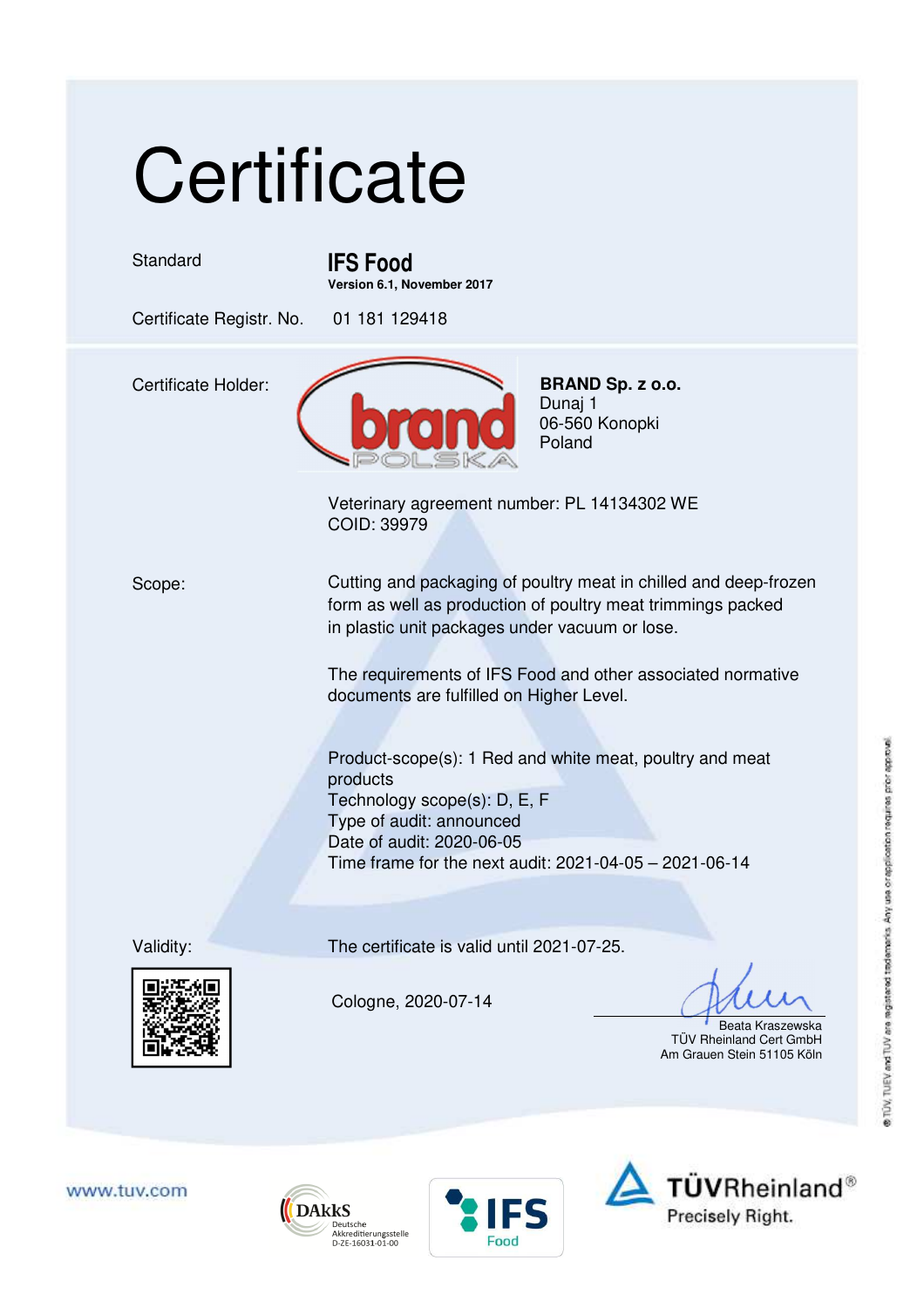# Certificate

Standard **IFS Food**
**Version 6.1, November 2017**

Certificate Registr. No. 01 181 129418

Certificate Holder:

**BRAND Sp. z o.o.**
Dunaj 1
06-560 Konopki
Poland

Veterinary agreement number: PL 14134302 WE
COID: 39979

Scope:

Cutting and packaging of poultry meat in chilled and deep-frozen form as well as production of poultry meat trimmings packed in plastic unit packages under vacuum or lose.

The requirements of IFS Food and other associated normative documents are fulfilled on Higher Level.

Product-scope(s): 1 Red and white meat, poultry and meat products
Technology scope(s): D, E, F
Type of audit: announced
Date of audit: 2020-06-05
Time frame for the next audit: 2021-04-05 – 2021-06-14

Validity: The certificate is valid until 2021-07-25.

Cologne, 2020-07-14

Beata Kraszewska
TÜV Rheinland Cert GmbH
Am Grauen Stein 51105 Köln

® TÜV, TUEV and TUV are registered trademarks. Any use or application requires prior approval.

www.tuv.com

DAkkS Deutsche Akkreditierungsstelle D-ZE-16031-01-00

IFS Food

TÜVRheinland® Precisely Right.